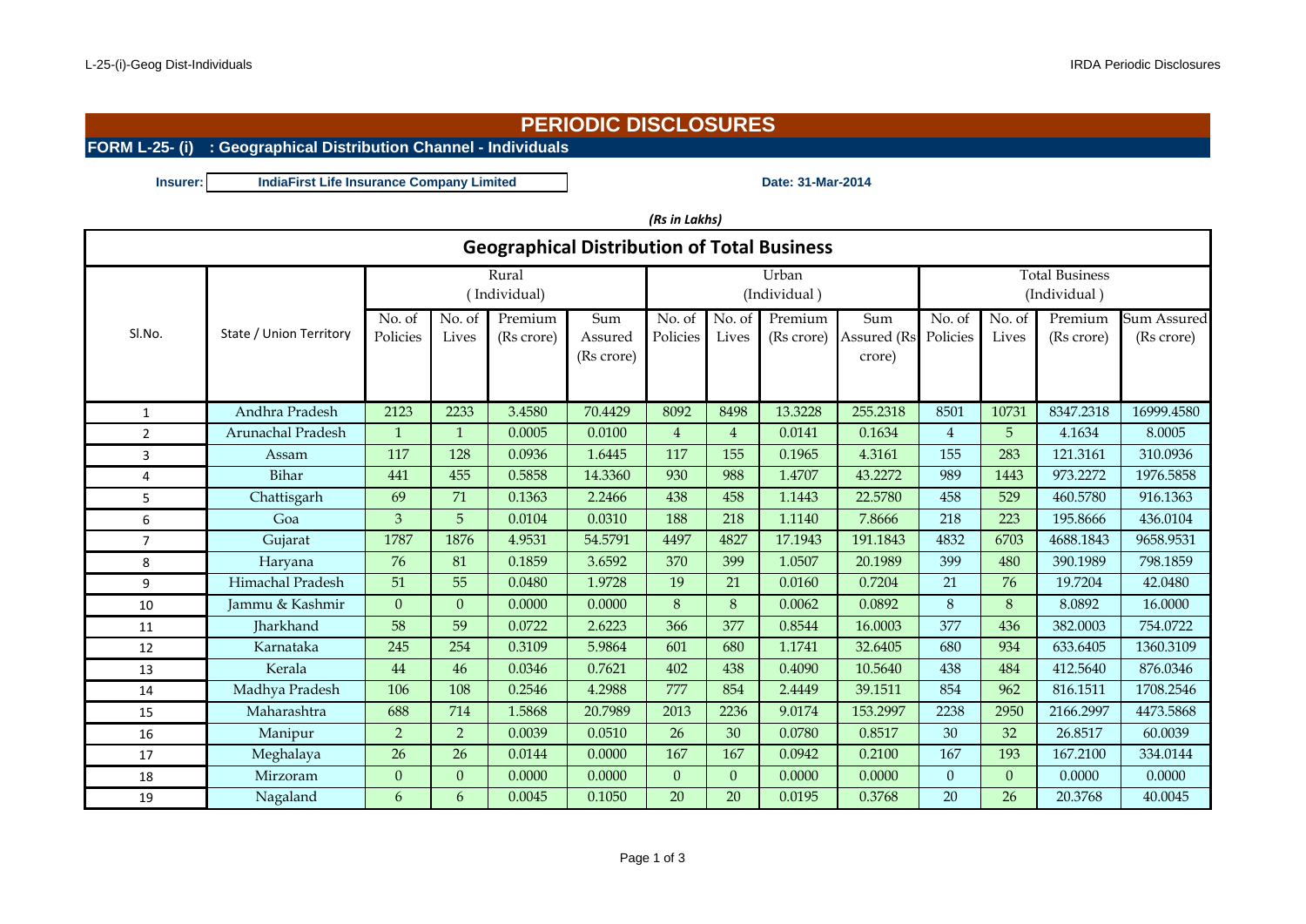# PERIODIC DISCLOSURES

## FORM L-25- (i) : Geographical Distribution Channel - Individuals

**Insurer:** IndiaFirst Life Insurance Company Limited

**Date: 31-Mar-2014**

*(Rs in Lakhs)*

### Geographical Distribution of Total Business

| Sl.No. | State / Union Territory | Rural (Individual) | | | | Urban (Individual) | | | | Total Business (Individual) | | | |
|---|---|---|---|---|---|---|---|---|---|---|---|---|---|
| | | No. of Policies | No. of Lives | Premium (Rs crore) | Sum Assured (Rs crore) | No. of Policies | No. of Lives | Premium (Rs crore) | Sum Assured (Rs crore) | No. of Policies | No. of Lives | Premium (Rs crore) | Sum Assured (Rs crore) |
| 1 | Andhra Pradesh | 2123 | 2233 | 3.4580 | 70.4429 | 8092 | 8498 | 13.3228 | 255.2318 | 8501 | 10731 | 8347.2318 | 16999.4580 |
| 2 | Arunachal Pradesh | 1 | 1 | 0.0005 | 0.0100 | 4 | 4 | 0.0141 | 0.1634 | 4 | 5 | 4.1634 | 8.0005 |
| 3 | Assam | 117 | 128 | 0.0936 | 1.6445 | 117 | 155 | 0.1965 | 4.3161 | 155 | 283 | 121.3161 | 310.0936 |
| 4 | Bihar | 441 | 455 | 0.5858 | 14.3360 | 930 | 988 | 1.4707 | 43.2272 | 989 | 1443 | 973.2272 | 1976.5858 |
| 5 | Chattisgarh | 69 | 71 | 0.1363 | 2.2466 | 438 | 458 | 1.1443 | 22.5780 | 458 | 529 | 460.5780 | 916.1363 |
| 6 | Goa | 3 | 5 | 0.0104 | 0.0310 | 188 | 218 | 1.1140 | 7.8666 | 218 | 223 | 195.8666 | 436.0104 |
| 7 | Gujarat | 1787 | 1876 | 4.9531 | 54.5791 | 4497 | 4827 | 17.1943 | 191.1843 | 4832 | 6703 | 4688.1843 | 9658.9531 |
| 8 | Haryana | 76 | 81 | 0.1859 | 3.6592 | 370 | 399 | 1.0507 | 20.1989 | 399 | 480 | 390.1989 | 798.1859 |
| 9 | Himachal Pradesh | 51 | 55 | 0.0480 | 1.9728 | 19 | 21 | 0.0160 | 0.7204 | 21 | 76 | 19.7204 | 42.0480 |
| 10 | Jammu & Kashmir | 0 | 0 | 0.0000 | 0.0000 | 8 | 8 | 0.0062 | 0.0892 | 8 | 8 | 8.0892 | 16.0000 |
| 11 | Jharkhand | 58 | 59 | 0.0722 | 2.6223 | 366 | 377 | 0.8544 | 16.0003 | 377 | 436 | 382.0003 | 754.0722 |
| 12 | Karnataka | 245 | 254 | 0.3109 | 5.9864 | 601 | 680 | 1.1741 | 32.6405 | 680 | 934 | 633.6405 | 1360.3109 |
| 13 | Kerala | 44 | 46 | 0.0346 | 0.7621 | 402 | 438 | 0.4090 | 10.5640 | 438 | 484 | 412.5640 | 876.0346 |
| 14 | Madhya Pradesh | 106 | 108 | 0.2546 | 4.2988 | 777 | 854 | 2.4449 | 39.1511 | 854 | 962 | 816.1511 | 1708.2546 |
| 15 | Maharashtra | 688 | 714 | 1.5868 | 20.7989 | 2013 | 2236 | 9.0174 | 153.2997 | 2238 | 2950 | 2166.2997 | 4473.5868 |
| 16 | Manipur | 2 | 2 | 0.0039 | 0.0510 | 26 | 30 | 0.0780 | 0.8517 | 30 | 32 | 26.8517 | 60.0039 |
| 17 | Meghalaya | 26 | 26 | 0.0144 | 0.0000 | 167 | 167 | 0.0942 | 0.2100 | 167 | 193 | 167.2100 | 334.0144 |
| 18 | Mirzoram | 0 | 0 | 0.0000 | 0.0000 | 0 | 0 | 0.0000 | 0.0000 | 0 | 0 | 0.0000 | 0.0000 |
| 19 | Nagaland | 6 | 6 | 0.0045 | 0.1050 | 20 | 20 | 0.0195 | 0.3768 | 20 | 26 | 20.3768 | 40.0045 |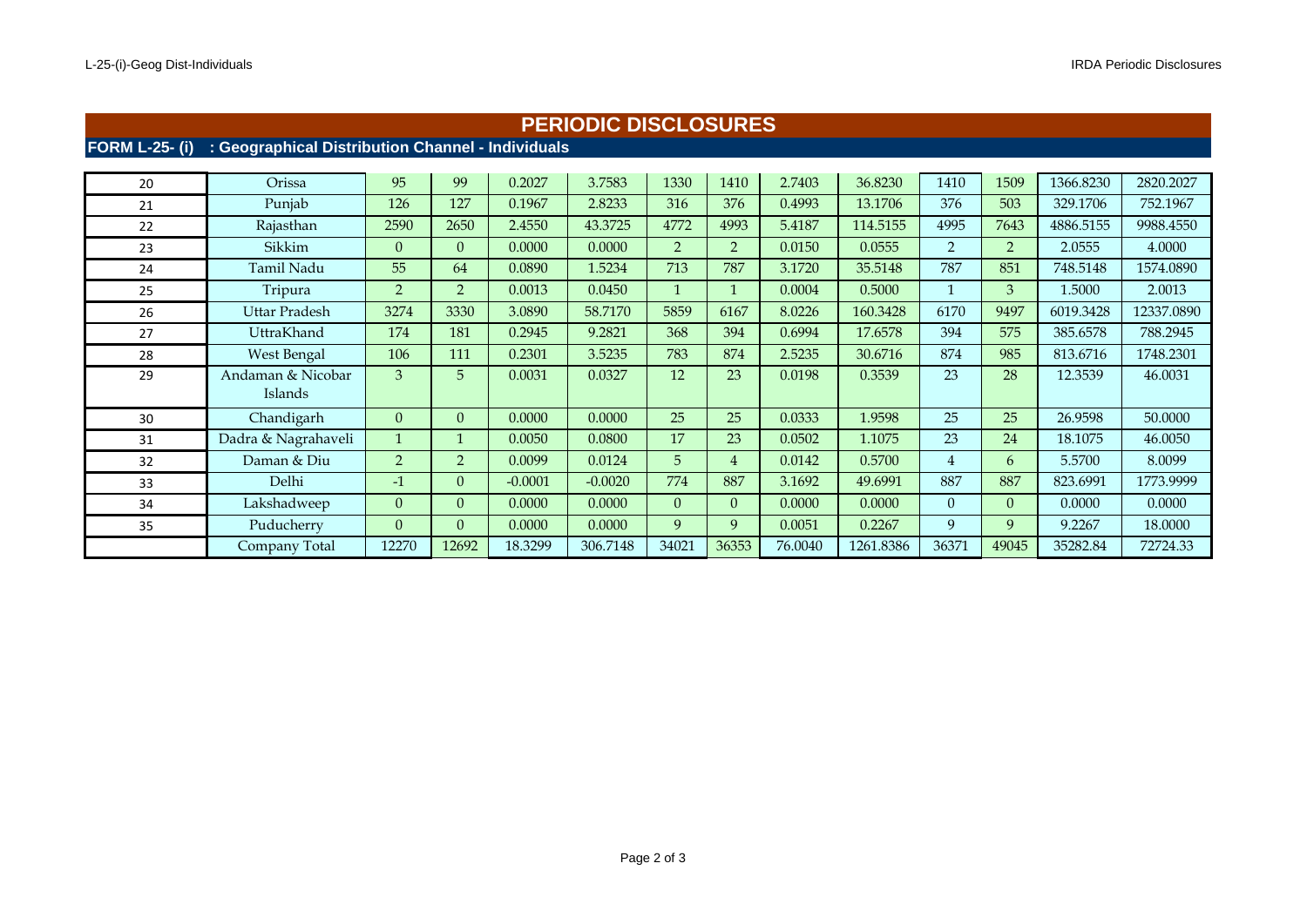# PERIODIC DISCLOSURES

## FORM L-25- (i) : Geographical Distribution Channel - Individuals

| | | | | | | | | | | | | | |
|---|---|---|---|---|---|---|---|---|---|---|---|---|---|
| 20 | Orissa | 95 | 99 | 0.2027 | 3.7583 | 1330 | 1410 | 2.7403 | 36.8230 | 1410 | 1509 | 1366.8230 | 2820.2027 |
| 21 | Punjab | 126 | 127 | 0.1967 | 2.8233 | 316 | 376 | 0.4993 | 13.1706 | 376 | 503 | 329.1706 | 752.1967 |
| 22 | Rajasthan | 2590 | 2650 | 2.4550 | 43.3725 | 4772 | 4993 | 5.4187 | 114.5155 | 4995 | 7643 | 4886.5155 | 9988.4550 |
| 23 | Sikkim | 0 | 0 | 0.0000 | 0.0000 | 2 | 2 | 0.0150 | 0.0555 | 2 | 2 | 2.0555 | 4.0000 |
| 24 | Tamil Nadu | 55 | 64 | 0.0890 | 1.5234 | 713 | 787 | 3.1720 | 35.5148 | 787 | 851 | 748.5148 | 1574.0890 |
| 25 | Tripura | 2 | 2 | 0.0013 | 0.0450 | 1 | 1 | 0.0004 | 0.5000 | 1 | 3 | 1.5000 | 2.0013 |
| 26 | Uttar Pradesh | 3274 | 3330 | 3.0890 | 58.7170 | 5859 | 6167 | 8.0226 | 160.3428 | 6170 | 9497 | 6019.3428 | 12337.0890 |
| 27 | UttraKhand | 174 | 181 | 0.2945 | 9.2821 | 368 | 394 | 0.6994 | 17.6578 | 394 | 575 | 385.6578 | 788.2945 |
| 28 | West Bengal | 106 | 111 | 0.2301 | 3.5235 | 783 | 874 | 2.5235 | 30.6716 | 874 | 985 | 813.6716 | 1748.2301 |
| 29 | Andaman & Nicobar Islands | 3 | 5 | 0.0031 | 0.0327 | 12 | 23 | 0.0198 | 0.3539 | 23 | 28 | 12.3539 | 46.0031 |
| 30 | Chandigarh | 0 | 0 | 0.0000 | 0.0000 | 25 | 25 | 0.0333 | 1.9598 | 25 | 25 | 26.9598 | 50.0000 |
| 31 | Dadra & Nagrahaveli | 1 | 1 | 0.0050 | 0.0800 | 17 | 23 | 0.0502 | 1.1075 | 23 | 24 | 18.1075 | 46.0050 |
| 32 | Daman & Diu | 2 | 2 | 0.0099 | 0.0124 | 5 | 4 | 0.0142 | 0.5700 | 4 | 6 | 5.5700 | 8.0099 |
| 33 | Delhi | -1 | 0 | -0.0001 | -0.0020 | 774 | 887 | 3.1692 | 49.6991 | 887 | 887 | 823.6991 | 1773.9999 |
| 34 | Lakshadweep | 0 | 0 | 0.0000 | 0.0000 | 0 | 0 | 0.0000 | 0.0000 | 0 | 0 | 0.0000 | 0.0000 |
| 35 | Puducherry | 0 | 0 | 0.0000 | 0.0000 | 9 | 9 | 0.0051 | 0.2267 | 9 | 9 | 9.2267 | 18.0000 |
| | Company Total | 12270 | 12692 | 18.3299 | 306.7148 | 34021 | 36353 | 76.0040 | 1261.8386 | 36371 | 49045 | 35282.84 | 72724.33 |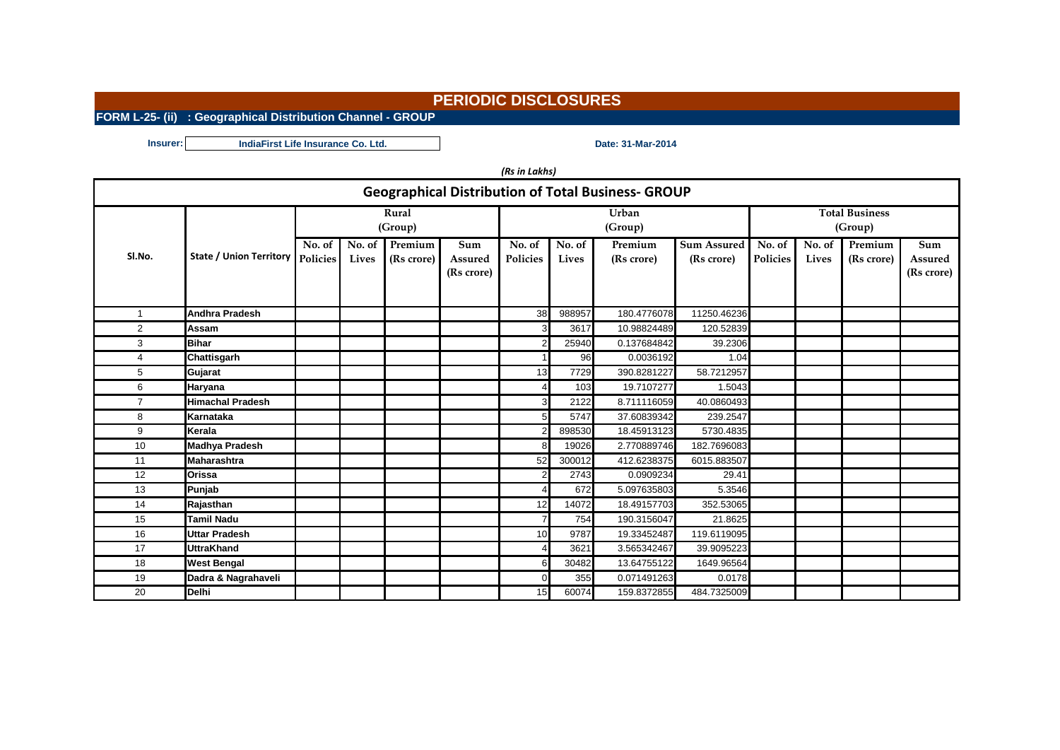# PERIODIC DISCLOSURES

**FORM L-25- (ii) : Geographical Distribution Channel - GROUP**

**Insurer:** IndiaFirst Life Insurance Co. Ltd.

**Date: 31-Mar-2014**

*(Rs in Lakhs)*

## Geographical Distribution of Total Business- GROUP

| Sl.No. | State / Union Territory | Rural (Group) | | | | Urban (Group) | | | | Total Business (Group) | | | |
|---|---|---|---|---|---|---|---|---|---|---|---|---|---|
| | | No. of Policies | No. of Lives | Premium (Rs crore) | Sum Assured (Rs crore) | No. of Policies | No. of Lives | Premium (Rs crore) | Sum Assured (Rs crore) | No. of Policies | No. of Lives | Premium (Rs crore) | Sum Assured (Rs crore) |
| 1 | Andhra Pradesh | | | | | 38 | 988957 | 180.4776078 | 11250.46236 | | | | |
| 2 | Assam | | | | | 3 | 3617 | 10.98824489 | 120.52839 | | | | |
| 3 | Bihar | | | | | 2 | 25940 | 0.137684842 | 39.2306 | | | | |
| 4 | Chattisgarh | | | | | 1 | 96 | 0.0036192 | 1.04 | | | | |
| 5 | Gujarat | | | | | 13 | 7729 | 390.8281227 | 58.7212957 | | | | |
| 6 | Haryana | | | | | 4 | 103 | 19.7107277 | 1.5043 | | | | |
| 7 | Himachal Pradesh | | | | | 3 | 2122 | 8.711116059 | 40.0860493 | | | | |
| 8 | Karnataka | | | | | 5 | 5747 | 37.60839342 | 239.2547 | | | | |
| 9 | Kerala | | | | | 2 | 898530 | 18.45913123 | 5730.4835 | | | | |
| 10 | Madhya Pradesh | | | | | 8 | 19026 | 2.770889746 | 182.7696083 | | | | |
| 11 | Maharashtra | | | | | 52 | 300012 | 412.6238375 | 6015.883507 | | | | |
| 12 | Orissa | | | | | 2 | 2743 | 0.0909234 | 29.41 | | | | |
| 13 | Punjab | | | | | 4 | 672 | 5.097635803 | 5.3546 | | | | |
| 14 | Rajasthan | | | | | 12 | 14072 | 18.49157703 | 352.53065 | | | | |
| 15 | Tamil Nadu | | | | | 7 | 754 | 190.3156047 | 21.8625 | | | | |
| 16 | Uttar Pradesh | | | | | 10 | 9787 | 19.33452487 | 119.6119095 | | | | |
| 17 | UttraKhand | | | | | 4 | 3621 | 3.565342467 | 39.9095223 | | | | |
| 18 | West Bengal | | | | | 6 | 30482 | 13.64755122 | 1649.96564 | | | | |
| 19 | Dadra & Nagrahaveli | | | | | 0 | 355 | 0.071491263 | 0.0178 | | | | |
| 20 | Delhi | | | | | 15 | 60074 | 159.8372855 | 484.7325009 | | | | |